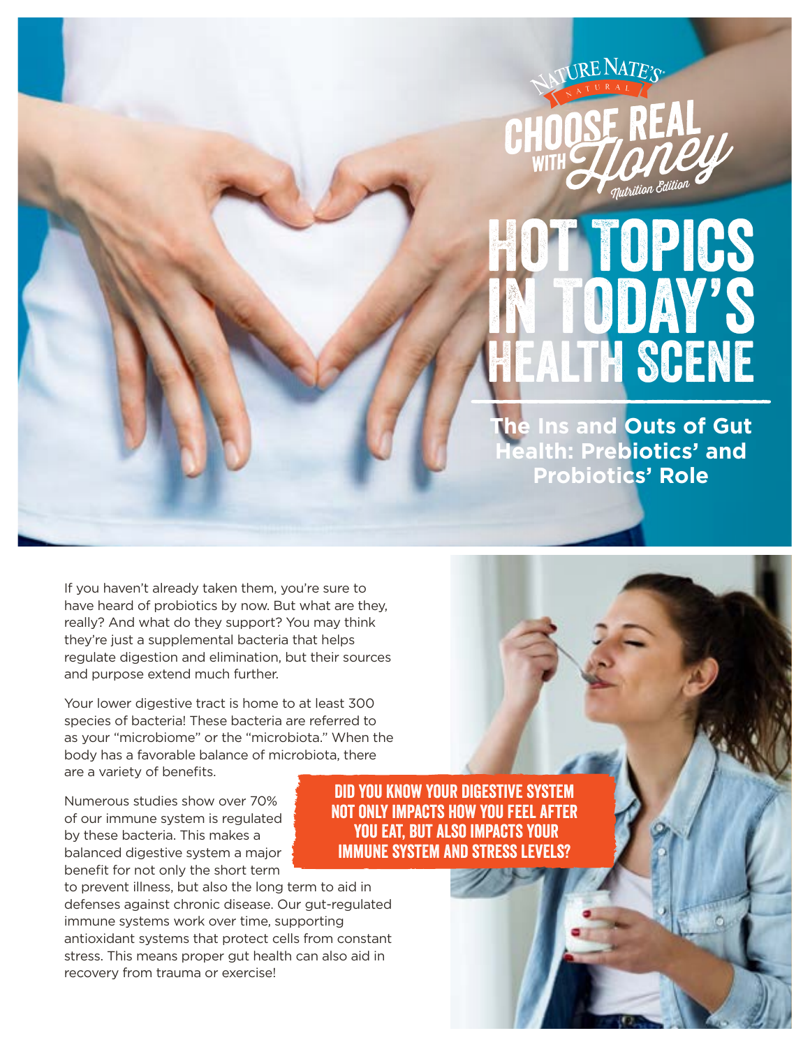NATURE NATE'S NATURAL

CHOOSE REAL WITH Honey

*Nutrition Edition*

# HOT TOPICS IN TODAY'S HEALTH SCENE

## The Ins and Outs of Gut Health: Prebiotics' and Probiotics' Role

If you haven't already taken them, you're sure to have heard of probiotics by now. But what are they, really? And what do they support? You may think they're just a supplemental bacteria that helps regulate digestion and elimination, but their sources and purpose extend much further.

Your lower digestive tract is home to at least 300 species of bacteria! These bacteria are referred to as your "microbiome" or the "microbiota." When the body has a favorable balance of microbiota, there are a variety of benefits.

**DID YOU KNOW YOUR DIGESTIVE SYSTEM NOT ONLY IMPACTS HOW YOU FEEL AFTER YOU EAT, BUT ALSO IMPACTS YOUR IMMUNE SYSTEM AND STRESS LEVELS?**

Numerous studies show over 70% of our immune system is regulated by these bacteria. This makes a balanced digestive system a major benefit for not only the short term to prevent illness, but also the long term to aid in defenses against chronic disease. Our gut-regulated immune systems work over time, supporting antioxidant systems that protect cells from constant stress. This means proper gut health can also aid in recovery from trauma or exercise!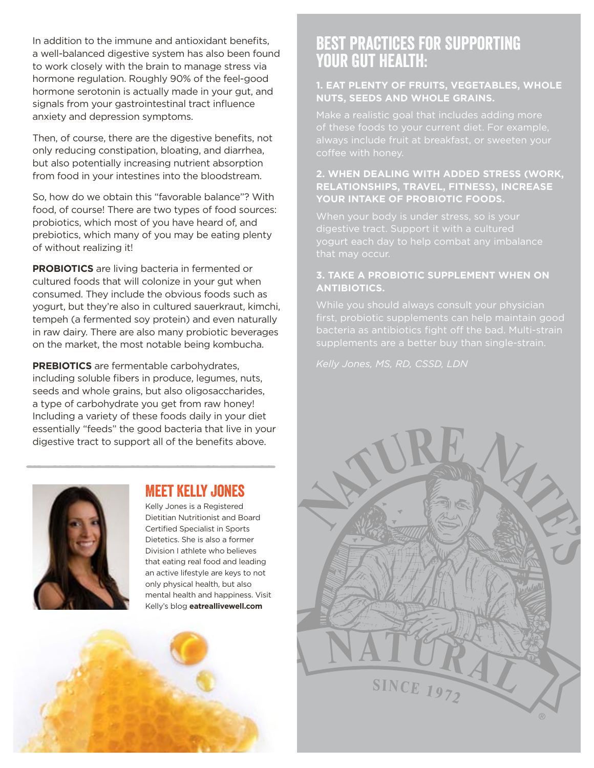In addition to the immune and antioxidant benefits, a well-balanced digestive system has also been found to work closely with the brain to manage stress via hormone regulation. Roughly 90% of the feel-good hormone serotonin is actually made in your gut, and signals from your gastrointestinal tract influence anxiety and depression symptoms.

Then, of course, there are the digestive benefits, not only reducing constipation, bloating, and diarrhea, but also potentially increasing nutrient absorption from food in your intestines into the bloodstream.

So, how do we obtain this "favorable balance"? With food, of course! There are two types of food sources: probiotics, which most of you have heard of, and prebiotics, which many of you may be eating plenty of without realizing it!

**PROBIOTICS** are living bacteria in fermented or cultured foods that will colonize in your gut when consumed. They include the obvious foods such as yogurt, but they're also in cultured sauerkraut, kimchi, tempeh (a fermented soy protein) and even naturally in raw dairy. There are also many probiotic beverages on the market, the most notable being kombucha.

**PREBIOTICS** are fermentable carbohydrates, including soluble fibers in produce, legumes, nuts, seeds and whole grains, but also oligosaccharides, a type of carbohydrate you get from raw honey! Including a variety of these foods daily in your diet essentially "feeds" the good bacteria that live in your digestive tract to support all of the benefits above.

## MEET KELLY JONES

Kelly Jones is a Registered Dietitian Nutritionist and Board Certified Specialist in Sports Dietetics. She is also a former Division I athlete who believes that eating real food and leading an active lifestyle are keys to not only physical health, but also mental health and happiness. Visit Kelly's blog **eatreallivewell.com**

## BEST PRACTICES FOR SUPPORTING YOUR GUT HEALTH:

### 1. EAT PLENTY OF FRUITS, VEGETABLES, WHOLE NUTS, SEEDS AND WHOLE GRAINS.

Make a realistic goal that includes adding more of these foods to your current diet. For example, always include fruit at breakfast, or sweeten your coffee with honey.

### 2. WHEN DEALING WITH ADDED STRESS (WORK, RELATIONSHIPS, TRAVEL, FITNESS), INCREASE YOUR INTAKE OF PROBIOTIC FOODS.

When your body is under stress, so is your digestive tract. Support it with a cultured yogurt each day to help combat any imbalance that may occur.

### 3. TAKE A PROBIOTIC SUPPLEMENT WHEN ON ANTIBIOTICS.

While you should always consult your physician first, probiotic supplements can help maintain good bacteria as antibiotics fight off the bad. Multi-strain supplements are a better buy than single-strain.

*Kelly Jones, MS, RD, CSSD, LDN*

NATURE NATE'S NATURAL SINCE 1972